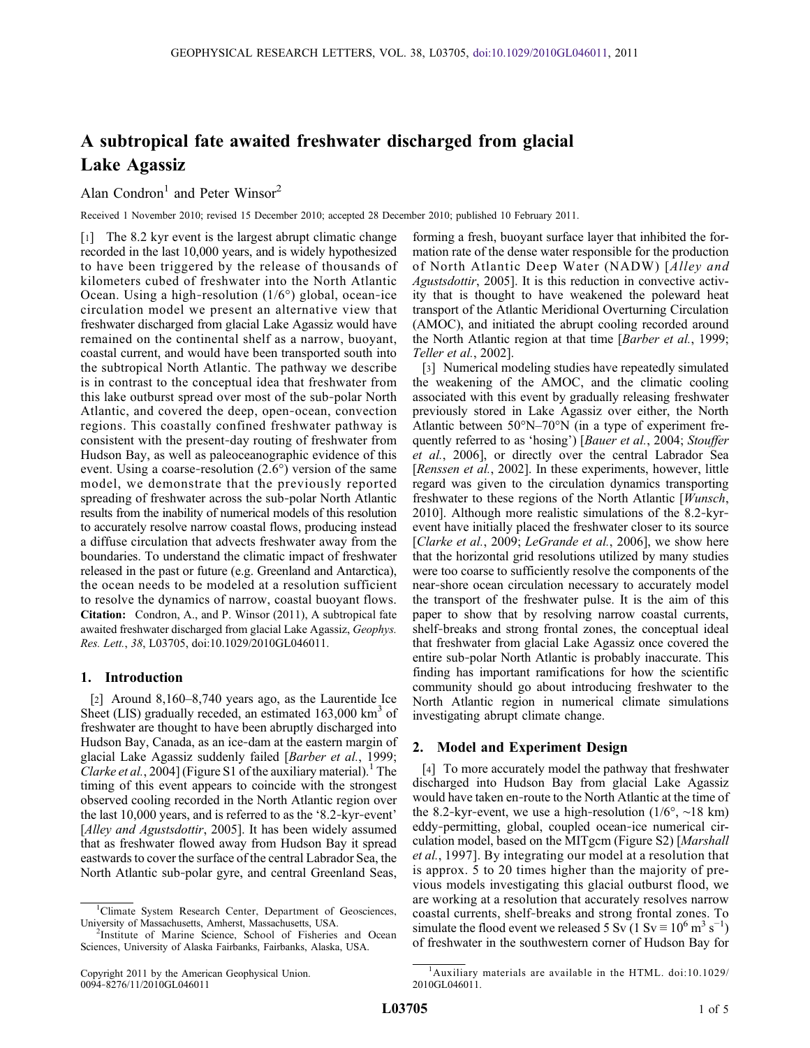# A subtropical fate awaited freshwater discharged from glacial Lake Agassiz

Alan Condron[1] and Peter Winsor[2]

Received 1 November 2010; revised 15 December 2010; accepted 28 December 2010; published 10 February 2011.

[1] The 8.2 kyr event is the largest abrupt climatic change recorded in the last 10,000 years, and is widely hypothesized to have been triggered by the release of thousands of kilometers cubed of freshwater into the North Atlantic Ocean. Using a high-resolution (1/6°) global, ocean-ice circulation model we present an alternative view that freshwater discharged from glacial Lake Agassiz would have remained on the continental shelf as a narrow, buoyant, coastal current, and would have been transported south into the subtropical North Atlantic. The pathway we describe is in contrast to the conceptual idea that freshwater from this lake outburst spread over most of the sub-polar North Atlantic, and covered the deep, open-ocean, convection regions. This coastally confined freshwater pathway is consistent with the present-day routing of freshwater from Hudson Bay, as well as paleoceanographic evidence of this event. Using a coarse-resolution (2.6°) version of the same model, we demonstrate that the previously reported spreading of freshwater across the sub-polar North Atlantic results from the inability of numerical models of this resolution to accurately resolve narrow coastal flows, producing instead a diffuse circulation that advects freshwater away from the boundaries. To understand the climatic impact of freshwater released in the past or future (e.g. Greenland and Antarctica), the ocean needs to be modeled at a resolution sufficient to resolve the dynamics of narrow, coastal buoyant flows. **Citation:** Condron, A., and P. Winsor (2011), A subtropical fate awaited freshwater discharged from glacial Lake Agassiz, *Geophys. Res. Lett.*, *38*, L03705, doi:10.1029/2010GL046011.

## 1. Introduction

[2] Around 8,160–8,740 years ago, as the Laurentide Ice Sheet (LIS) gradually receded, an estimated 163,000 km$^3$ of freshwater are thought to have been abruptly discharged into Hudson Bay, Canada, as an ice-dam at the eastern margin of glacial Lake Agassiz suddenly failed [*Barber et al.*, 1999; *Clarke et al.*, 2004] (Figure S1 of the auxiliary material).[1] The timing of this event appears to coincide with the strongest observed cooling recorded in the North Atlantic region over the last 10,000 years, and is referred to as the '8.2-kyr-event' [*Alley and Agustsdottir*, 2005]. It has been widely assumed that as freshwater flowed away from Hudson Bay it spread eastwards to cover the surface of the central Labrador Sea, the North Atlantic sub-polar gyre, and central Greenland Seas, forming a fresh, buoyant surface layer that inhibited the formation rate of the dense water responsible for the production of North Atlantic Deep Water (NADW) [*Alley and Agustsdottir*, 2005]. It is this reduction in convective activity that is thought to have weakened the poleward heat transport of the Atlantic Meridional Overturning Circulation (AMOC), and initiated the abrupt cooling recorded around the North Atlantic region at that time [*Barber et al.*, 1999; *Teller et al.*, 2002].

[3] Numerical modeling studies have repeatedly simulated the weakening of the AMOC, and the climatic cooling associated with this event by gradually releasing freshwater previously stored in Lake Agassiz over either, the North Atlantic between 50°N–70°N (in a type of experiment frequently referred to as 'hosing') [*Bauer et al.*, 2004; *Stouffer et al.*, 2006], or directly over the central Labrador Sea [*Renssen et al.*, 2002]. In these experiments, however, little regard was given to the circulation dynamics transporting freshwater to these regions of the North Atlantic [*Wunsch*, 2010]. Although more realistic simulations of the 8.2-kyr-event have initially placed the freshwater closer to its source [*Clarke et al.*, 2009; *LeGrande et al.*, 2006], we show here that the horizontal grid resolutions utilized by many studies were too coarse to sufficiently resolve the components of the near-shore ocean circulation necessary to accurately model the transport of the freshwater pulse. It is the aim of this paper to show that by resolving narrow coastal currents, shelf-breaks and strong frontal zones, the conceptual ideal that freshwater from glacial Lake Agassiz once covered the entire sub-polar North Atlantic is probably inaccurate. This finding has important ramifications for how the scientific community should go about introducing freshwater to the North Atlantic region in numerical climate simulations investigating abrupt climate change.

## 2. Model and Experiment Design

[4] To more accurately model the pathway that freshwater discharged into Hudson Bay from glacial Lake Agassiz would have taken en-route to the North Atlantic at the time of the 8.2-kyr-event, we use a high-resolution (1/6°, ~18 km) eddy-permitting, global, coupled ocean-ice numerical circulation model, based on the MITgcm (Figure S2) [*Marshall et al.*, 1997]. By integrating our model at a resolution that is approx. 5 to 20 times higher than the majority of previous models investigating this glacial outburst flood, we are working at a resolution that accurately resolves narrow coastal currents, shelf-breaks and strong frontal zones. To simulate the flood event we released 5 Sv (1 Sv ≡ 10$^6$ m$^3$ s$^{-1}$) of freshwater in the southwestern corner of Hudson Bay for

---

[1]Climate System Research Center, Department of Geosciences, University of Massachusetts, Amherst, Massachusetts, USA.

[2]Institute of Marine Science, School of Fisheries and Ocean Sciences, University of Alaska Fairbanks, Fairbanks, Alaska, USA.

Copyright 2011 by the American Geophysical Union.
0094-8276/11/2010GL046011

[1]Auxiliary materials are available in the HTML. doi:10.1029/2010GL046011.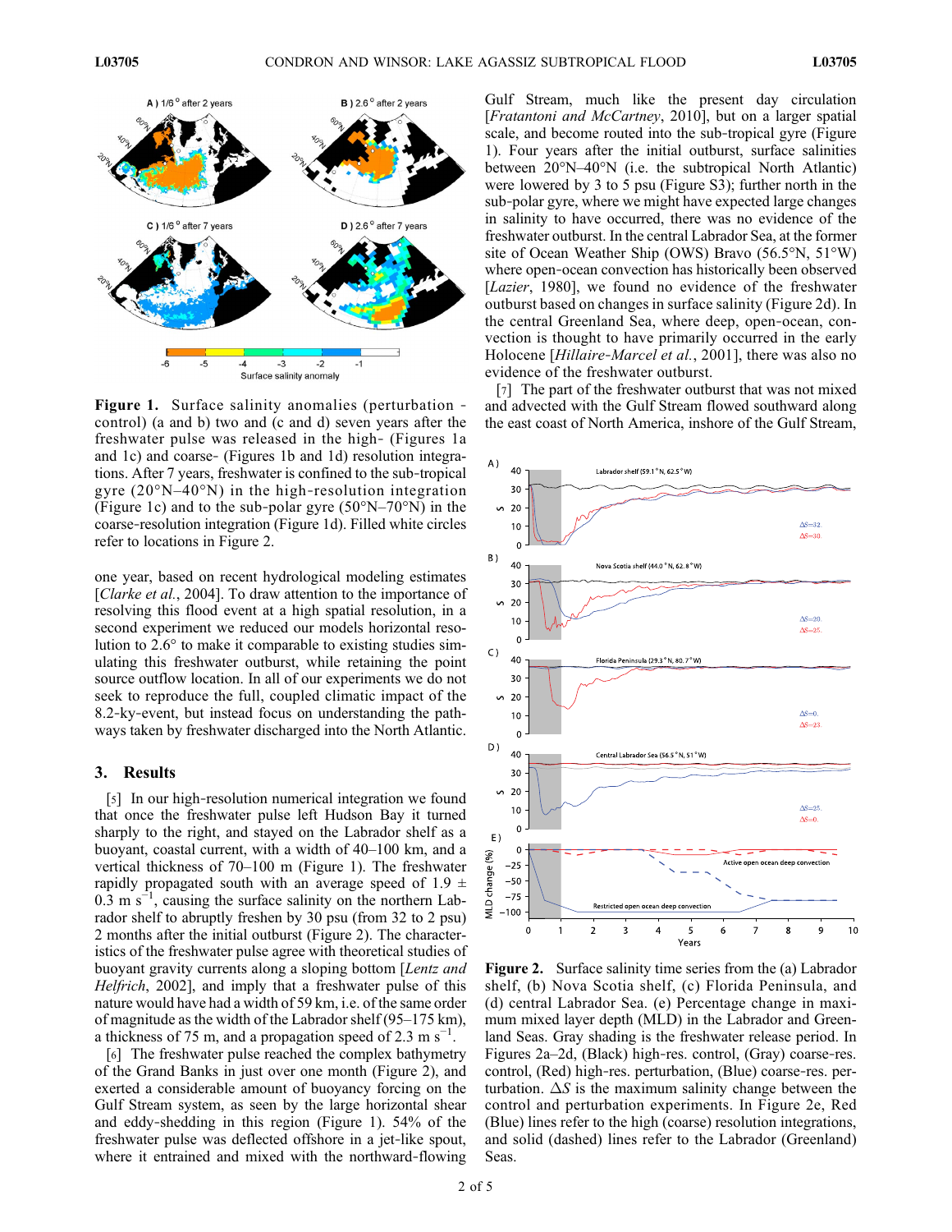**Figure 1.** Surface salinity anomalies (perturbation - control) (a and b) two and (c and d) seven years after the freshwater pulse was released in the high- (Figures 1a and 1c) and coarse- (Figures 1b and 1d) resolution integrations. After 7 years, freshwater is confined to the sub-tropical gyre (20°N–40°N) in the high-resolution integration (Figure 1c) and to the sub-polar gyre (50°N–70°N) in the coarse-resolution integration (Figure 1d). Filled white circles refer to locations in Figure 2.

one year, based on recent hydrological modeling estimates [*Clarke et al.*, 2004]. To draw attention to the importance of resolving this flood event at a high spatial resolution, in a second experiment we reduced our models horizontal resolution to 2.6° to make it comparable to existing studies simulating this freshwater outburst, while retaining the point source outflow location. In all of our experiments we do not seek to reproduce the full, coupled climatic impact of the 8.2-ky-event, but instead focus on understanding the pathways taken by freshwater discharged into the North Atlantic.

## 3. Results

[5] In our high-resolution numerical integration we found that once the freshwater pulse left Hudson Bay it turned sharply to the right, and stayed on the Labrador shelf as a buoyant, coastal current, with a width of 40–100 km, and a vertical thickness of 70–100 m (Figure 1). The freshwater rapidly propagated south with an average speed of 1.9 ± 0.3 m s$^{-1}$, causing the surface salinity on the northern Labrador shelf to abruptly freshen by 30 psu (from 32 to 2 psu) 2 months after the initial outburst (Figure 2). The characteristics of the freshwater pulse agree with theoretical studies of buoyant gravity currents along a sloping bottom [*Lentz and Helfrich*, 2002], and imply that a freshwater pulse of this nature would have had a width of 59 km, i.e. of the same order of magnitude as the width of the Labrador shelf (95–175 km), a thickness of 75 m, and a propagation speed of 2.3 m s$^{-1}$.

[6] The freshwater pulse reached the complex bathymetry of the Grand Banks in just over one month (Figure 2), and exerted a considerable amount of buoyancy forcing on the Gulf Stream system, as seen by the large horizontal shear and eddy-shedding in this region (Figure 1). 54% of the freshwater pulse was deflected offshore in a jet-like spout, where it entrained and mixed with the northward-flowing Gulf Stream, much like the present day circulation [*Fratantoni and McCartney*, 2010], but on a larger spatial scale, and become routed into the sub-tropical gyre (Figure 1). Four years after the initial outburst, surface salinities between 20°N–40°N (i.e. the subtropical North Atlantic) were lowered by 3 to 5 psu (Figure S3); further north in the sub-polar gyre, where we might have expected large changes in salinity to have occurred, there was no evidence of the freshwater outburst. In the central Labrador Sea, at the former site of Ocean Weather Ship (OWS) Bravo (56.5°N, 51°W) where open-ocean convection has historically been observed [*Lazier*, 1980], we found no evidence of the freshwater outburst based on changes in surface salinity (Figure 2d). In the central Greenland Sea, where deep, open-ocean, convection is thought to have primarily occurred in the early Holocene [*Hillaire-Marcel et al.*, 2001], there was also no evidence of the freshwater outburst.

[7] The part of the freshwater outburst that was not mixed and advected with the Gulf Stream flowed southward along the east coast of North America, inshore of the Gulf Stream,

**Figure 2.** Surface salinity time series from the (a) Labrador shelf, (b) Nova Scotia shelf, (c) Florida Peninsula, and (d) central Labrador Sea. (e) Percentage change in maximum mixed layer depth (MLD) in the Labrador and Greenland Seas. Gray shading is the freshwater release period. In Figures 2a–2d, (Black) high-res. control, (Gray) coarse-res. control, (Red) high-res. perturbation, (Blue) coarse-res. perturbation. $\Delta S$ is the maximum salinity change between the control and perturbation experiments. In Figure 2e, Red (Blue) lines refer to the high (coarse) resolution integrations, and solid (dashed) lines refer to the Labrador (Greenland) Seas.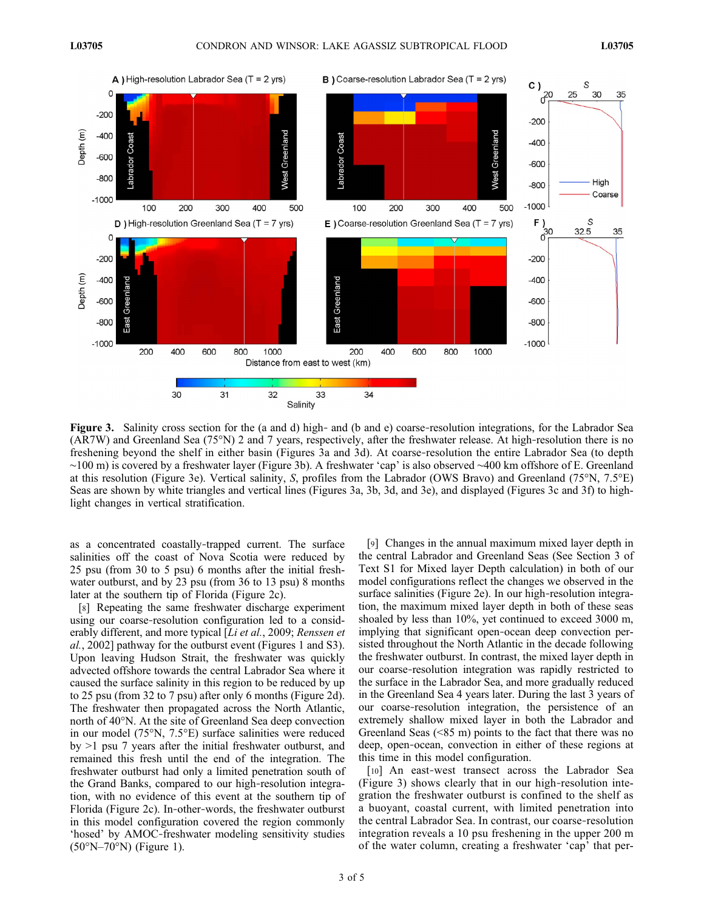**Figure 3.** Salinity cross section for the (a and d) high- and (b and e) coarse-resolution integrations, for the Labrador Sea (AR7W) and Greenland Sea (75°N) 2 and 7 years, respectively, after the freshwater release. At high-resolution there is no freshening beyond the shelf in either basin (Figures 3a and 3d). At coarse-resolution the entire Labrador Sea (to depth ~100 m) is covered by a freshwater layer (Figure 3b). A freshwater 'cap' is also observed ~400 km offshore of E. Greenland at this resolution (Figure 3e). Vertical salinity, *S*, profiles from the Labrador (OWS Bravo) and Greenland (75°N, 7.5°E) Seas are shown by white triangles and vertical lines (Figures 3a, 3b, 3d, and 3e), and displayed (Figures 3c and 3f) to highlight changes in vertical stratification.

as a concentrated coastally-trapped current. The surface salinities off the coast of Nova Scotia were reduced by 25 psu (from 30 to 5 psu) 6 months after the initial freshwater outburst, and by 23 psu (from 36 to 13 psu) 8 months later at the southern tip of Florida (Figure 2c).

[8] Repeating the same freshwater discharge experiment using our coarse-resolution configuration led to a considerably different, and more typical [*Li et al.*, 2009; *Renssen et al.*, 2002] pathway for the outburst event (Figures 1 and S3). Upon leaving Hudson Strait, the freshwater was quickly advected offshore towards the central Labrador Sea where it caused the surface salinity in this region to be reduced by up to 25 psu (from 32 to 7 psu) after only 6 months (Figure 2d). The freshwater then propagated across the North Atlantic, north of 40°N. At the site of Greenland Sea deep convection in our model (75°N, 7.5°E) surface salinities were reduced by >1 psu 7 years after the initial freshwater outburst, and remained this fresh until the end of the integration. The freshwater outburst had only a limited penetration south of the Grand Banks, compared to our high-resolution integration, with no evidence of this event at the southern tip of Florida (Figure 2c). In-other-words, the freshwater outburst in this model configuration covered the region commonly 'hosed' by AMOC-freshwater modeling sensitivity studies (50°N–70°N) (Figure 1).

[9] Changes in the annual maximum mixed layer depth in the central Labrador and Greenland Seas (See Section 3 of Text S1 for Mixed layer Depth calculation) in both of our model configurations reflect the changes we observed in the surface salinities (Figure 2e). In our high-resolution integration, the maximum mixed layer depth in both of these seas shoaled by less than 10%, yet continued to exceed 3000 m, implying that significant open-ocean deep convection persisted throughout the North Atlantic in the decade following the freshwater outburst. In contrast, the mixed layer depth in our coarse-resolution integration was rapidly restricted to the surface in the Labrador Sea, and more gradually reduced in the Greenland Sea 4 years later. During the last 3 years of our coarse-resolution integration, the persistence of an extremely shallow mixed layer in both the Labrador and Greenland Seas (<85 m) points to the fact that there was no deep, open-ocean, convection in either of these regions at this time in this model configuration.

[10] An east-west transect across the Labrador Sea (Figure 3) shows clearly that in our high-resolution integration the freshwater outburst is confined to the shelf as a buoyant, coastal current, with limited penetration into the central Labrador Sea. In contrast, our coarse-resolution integration reveals a 10 psu freshening in the upper 200 m of the water column, creating a freshwater 'cap' that per-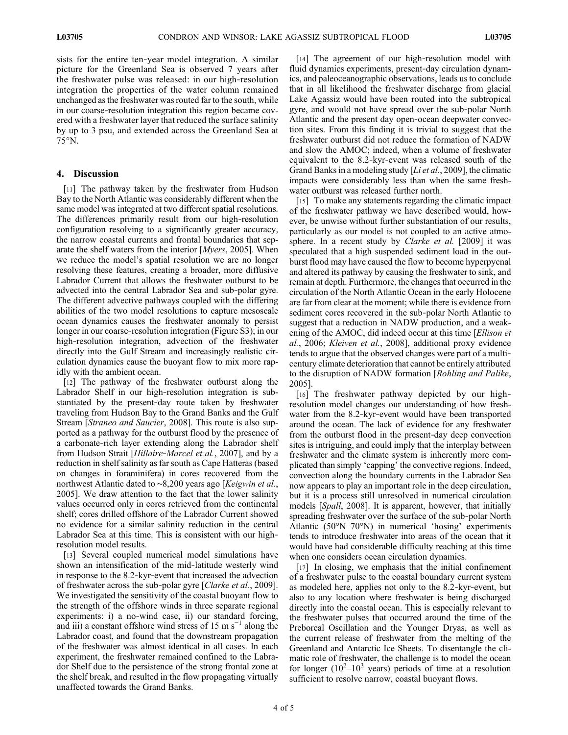sists for the entire ten-year model integration. A similar picture for the Greenland Sea is observed 7 years after the freshwater pulse was released: in our high-resolution integration the properties of the water column remained unchanged as the freshwater was routed far to the south, while in our coarse-resolution integration this region became covered with a freshwater layer that reduced the surface salinity by up to 3 psu, and extended across the Greenland Sea at 75°N.

## 4. Discussion

[11] The pathway taken by the freshwater from Hudson Bay to the North Atlantic was considerably different when the same model was integrated at two different spatial resolutions. The differences primarily result from our high-resolution configuration resolving to a significantly greater accuracy, the narrow coastal currents and frontal boundaries that separate the shelf waters from the interior [*Myers*, 2005]. When we reduce the model's spatial resolution we are no longer resolving these features, creating a broader, more diffusive Labrador Current that allows the freshwater outburst to be advected into the central Labrador Sea and sub-polar gyre. The different advective pathways coupled with the differing abilities of the two model resolutions to capture mesoscale ocean dynamics causes the freshwater anomaly to persist longer in our coarse-resolution integration (Figure S3); in our high-resolution integration, advection of the freshwater directly into the Gulf Stream and increasingly realistic circulation dynamics cause the buoyant flow to mix more rapidly with the ambient ocean.

[12] The pathway of the freshwater outburst along the Labrador Shelf in our high-resolution integration is substantiated by the present-day route taken by freshwater traveling from Hudson Bay to the Grand Banks and the Gulf Stream [*Straneo and Saucier*, 2008]. This route is also supported as a pathway for the outburst flood by the presence of a carbonate-rich layer extending along the Labrador shelf from Hudson Strait [*Hillaire-Marcel et al.*, 2007], and by a reduction in shelf salinity as far south as Cape Hatteras (based on changes in foraminifera) in cores recovered from the northwest Atlantic dated to ~8,200 years ago [*Keigwin et al.*, 2005]. We draw attention to the fact that the lower salinity values occurred only in cores retrieved from the continental shelf; cores drilled offshore of the Labrador Current showed no evidence for a similar salinity reduction in the central Labrador Sea at this time. This is consistent with our high-resolution model results.

[13] Several coupled numerical model simulations have shown an intensification of the mid-latitude westerly wind in response to the 8.2-kyr-event that increased the advection of freshwater across the sub-polar gyre [*Clarke et al.*, 2009]. We investigated the sensitivity of the coastal buoyant flow to the strength of the offshore winds in three separate regional experiments: i) a no-wind case, ii) our standard forcing, and iii) a constant offshore wind stress of 15 m s$^{-1}$ along the Labrador coast, and found that the downstream propagation of the freshwater was almost identical in all cases. In each experiment, the freshwater remained confined to the Labrador Shelf due to the persistence of the strong frontal zone at the shelf break, and resulted in the flow propagating virtually unaffected towards the Grand Banks.

[14] The agreement of our high-resolution model with fluid dynamics experiments, present-day circulation dynamics, and paleoceanographic observations, leads us to conclude that in all likelihood the freshwater discharge from glacial Lake Agassiz would have been routed into the subtropical gyre, and would not have spread over the sub-polar North Atlantic and the present day open-ocean deepwater convection sites. From this finding it is trivial to suggest that the freshwater outburst did not reduce the formation of NADW and slow the AMOC; indeed, when a volume of freshwater equivalent to the 8.2-kyr-event was released south of the Grand Banks in a modeling study [*Li et al.*, 2009], the climatic impacts were considerably less than when the same freshwater outburst was released further north.

[15] To make any statements regarding the climatic impact of the freshwater pathway we have described would, however, be unwise without further substantiation of our results, particularly as our model is not coupled to an active atmosphere. In a recent study by *Clarke et al.* [2009] it was speculated that a high suspended sediment load in the outburst flood may have caused the flow to become hyperpycnal and altered its pathway by causing the freshwater to sink, and remain at depth. Furthermore, the changes that occurred in the circulation of the North Atlantic Ocean in the early Holocene are far from clear at the moment; while there is evidence from sediment cores recovered in the sub-polar North Atlantic to suggest that a reduction in NADW production, and a weakening of the AMOC, did indeed occur at this time [*Ellison et al.*, 2006; *Kleiven et al.*, 2008], additional proxy evidence tends to argue that the observed changes were part of a multi-century climate deterioration that cannot be entirely attributed to the disruption of NADW formation [*Rohling and Palike*, 2005].

[16] The freshwater pathway depicted by our high-resolution model changes our understanding of how freshwater from the 8.2-kyr-event would have been transported around the ocean. The lack of evidence for any freshwater from the outburst flood in the present-day deep convection sites is intriguing, and could imply that the interplay between freshwater and the climate system is inherently more complicated than simply 'capping' the convective regions. Indeed, convection along the boundary currents in the Labrador Sea now appears to play an important role in the deep circulation, but it is a process still unresolved in numerical circulation models [*Spall*, 2008]. It is apparent, however, that initially spreading freshwater over the surface of the sub-polar North Atlantic (50°N–70°N) in numerical 'hosing' experiments tends to introduce freshwater into areas of the ocean that it would have had considerable difficulty reaching at this time when one considers ocean circulation dynamics.

[17] In closing, we emphasis that the initial confinement of a freshwater pulse to the coastal boundary current system as modeled here, applies not only to the 8.2-kyr-event, but also to any location where freshwater is being discharged directly into the coastal ocean. This is especially relevant to the freshwater pulses that occurred around the time of the Preboreal Oscillation and the Younger Dryas, as well as the current release of freshwater from the melting of the Greenland and Antarctic Ice Sheets. To disentangle the climatic role of freshwater, the challenge is to model the ocean for longer ($10^2$–$10^3$ years) periods of time at a resolution sufficient to resolve narrow, coastal buoyant flows.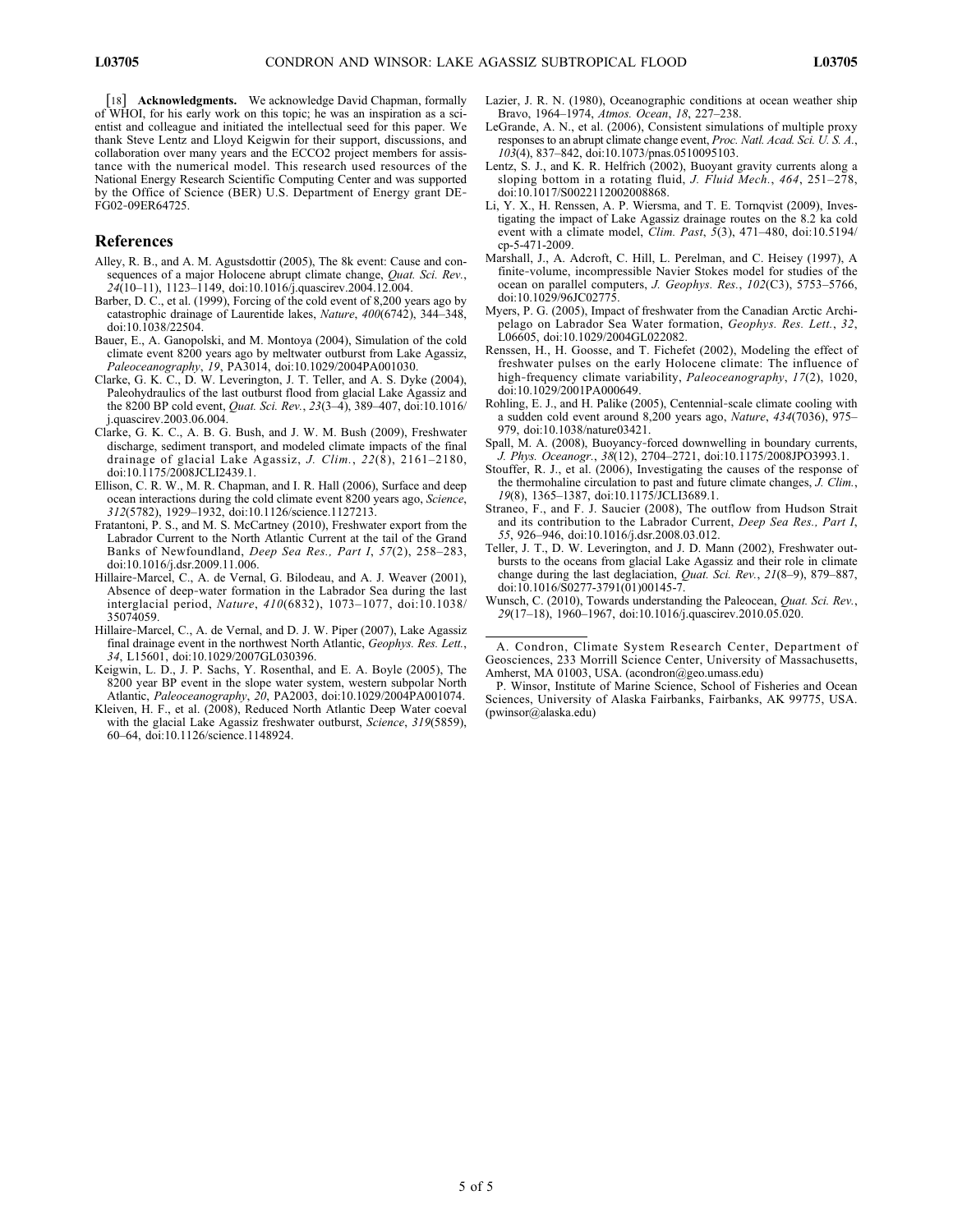[18] **Acknowledgments.** We acknowledge David Chapman, formally of WHOI, for his early work on this topic; he was an inspiration as a scientist and colleague and initiated the intellectual seed for this paper. We thank Steve Lentz and Lloyd Keigwin for their support, discussions, and collaboration over many years and the ECCO2 project members for assistance with the numerical model. This research used resources of the National Energy Research Scientific Computing Center and was supported by the Office of Science (BER) U.S. Department of Energy grant DE-FG02-09ER64725.

## References

Alley, R. B., and A. M. Agustsdottir (2005), The 8k event: Cause and consequences of a major Holocene abrupt climate change, *Quat. Sci. Rev.*, *24*(10–11), 1123–1149, doi:10.1016/j.quascirev.2004.12.004.

Barber, D. C., et al. (1999), Forcing of the cold event of 8,200 years ago by catastrophic drainage of Laurentide lakes, *Nature*, *400*(6742), 344–348, doi:10.1038/22504.

Bauer, E., A. Ganopolski, and M. Montoya (2004), Simulation of the cold climate event 8200 years ago by meltwater outburst from Lake Agassiz, *Paleoceanography*, *19*, PA3014, doi:10.1029/2004PA001030.

Clarke, G. K. C., D. W. Leverington, J. T. Teller, and A. S. Dyke (2004), Paleohydraulics of the last outburst flood from glacial Lake Agassiz and the 8200 BP cold event, *Quat. Sci. Rev.*, *23*(3–4), 389–407, doi:10.1016/j.quascirev.2003.06.004.

Clarke, G. K. C., A. B. G. Bush, and J. W. M. Bush (2009), Freshwater discharge, sediment transport, and modeled climate impacts of the final drainage of glacial Lake Agassiz, *J. Clim.*, *22*(8), 2161–2180, doi:10.1175/2008JCLI2439.1.

Ellison, C. R. W., M. R. Chapman, and I. R. Hall (2006), Surface and deep ocean interactions during the cold climate event 8200 years ago, *Science*, *312*(5782), 1929–1932, doi:10.1126/science.1127213.

Fratantoni, P. S., and M. S. McCartney (2010), Freshwater export from the Labrador Current to the North Atlantic Current at the tail of the Grand Banks of Newfoundland, *Deep Sea Res., Part I*, *57*(2), 258–283, doi:10.1016/j.dsr.2009.11.006.

Hillaire-Marcel, C., A. de Vernal, G. Bilodeau, and A. J. Weaver (2001), Absence of deep-water formation in the Labrador Sea during the last interglacial period, *Nature*, *410*(6832), 1073–1077, doi:10.1038/35074059.

Hillaire-Marcel, C., A. de Vernal, and D. J. W. Piper (2007), Lake Agassiz final drainage event in the northwest North Atlantic, *Geophys. Res. Lett.*, *34*, L15601, doi:10.1029/2007GL030396.

Keigwin, L. D., J. P. Sachs, Y. Rosenthal, and E. A. Boyle (2005), The 8200 year BP event in the slope water system, western subpolar North Atlantic, *Paleoceanography*, *20*, PA2003, doi:10.1029/2004PA001074.

Kleiven, H. F., et al. (2008), Reduced North Atlantic Deep Water coeval with the glacial Lake Agassiz freshwater outburst, *Science*, *319*(5859), 60–64, doi:10.1126/science.1148924.

Lazier, J. R. N. (1980), Oceanographic conditions at ocean weather ship Bravo, 1964–1974, *Atmos. Ocean*, *18*, 227–238.

LeGrande, A. N., et al. (2006), Consistent simulations of multiple proxy responses to an abrupt climate change event, *Proc. Natl. Acad. Sci. U. S. A.*, *103*(4), 837–842, doi:10.1073/pnas.0510095103.

Lentz, S. J., and K. R. Helfrich (2002), Buoyant gravity currents along a sloping bottom in a rotating fluid, *J. Fluid Mech.*, *464*, 251–278, doi:10.1017/S0022112002008868.

Li, Y. X., H. Renssen, A. P. Wiersma, and T. E. Tornqvist (2009), Investigating the impact of Lake Agassiz drainage routes on the 8.2 ka cold event with a climate model, *Clim. Past*, *5*(3), 471–480, doi:10.5194/cp-5-471-2009.

Marshall, J., A. Adcroft, C. Hill, L. Perelman, and C. Heisey (1997), A finite-volume, incompressible Navier Stokes model for studies of the ocean on parallel computers, *J. Geophys. Res.*, *102*(C3), 5753–5766, doi:10.1029/96JC02775.

Myers, P. G. (2005), Impact of freshwater from the Canadian Arctic Archipelago on Labrador Sea Water formation, *Geophys. Res. Lett.*, *32*, L06605, doi:10.1029/2004GL022082.

Renssen, H., H. Goosse, and T. Fichefet (2002), Modeling the effect of freshwater pulses on the early Holocene climate: The influence of high-frequency climate variability, *Paleoceanography*, *17*(2), 1020, doi:10.1029/2001PA000649.

Rohling, E. J., and H. Palike (2005), Centennial-scale climate cooling with a sudden cold event around 8,200 years ago, *Nature*, *434*(7036), 975–979, doi:10.1038/nature03421.

Spall, M. A. (2008), Buoyancy-forced downwelling in boundary currents, *J. Phys. Oceanogr.*, *38*(12), 2704–2721, doi:10.1175/2008JPO3993.1.

Stouffer, R. J., et al. (2006), Investigating the causes of the response of the thermohaline circulation to past and future climate changes, *J. Clim.*, *19*(8), 1365–1387, doi:10.1175/JCLI3689.1.

Straneo, F., and F. J. Saucier (2008), The outflow from Hudson Strait and its contribution to the Labrador Current, *Deep Sea Res., Part I*, *55*, 926–946, doi:10.1016/j.dsr.2008.03.012.

Teller, J. T., D. W. Leverington, and J. D. Mann (2002), Freshwater outbursts to the oceans from glacial Lake Agassiz and their role in climate change during the last deglaciation, *Quat. Sci. Rev.*, *21*(8–9), 879–887, doi:10.1016/S0277-3791(01)00145-7.

Wunsch, C. (2010), Towards understanding the Paleocean, *Quat. Sci. Rev.*, *29*(17–18), 1960–1967, doi:10.1016/j.quascirev.2010.05.020.

---

A. Condron, Climate System Research Center, Department of Geosciences, 233 Morrill Science Center, University of Massachusetts, Amherst, MA 01003, USA. (acondron@geo.umass.edu)

P. Winsor, Institute of Marine Science, School of Fisheries and Ocean Sciences, University of Alaska Fairbanks, Fairbanks, AK 99775, USA. (pwinsor@alaska.edu)